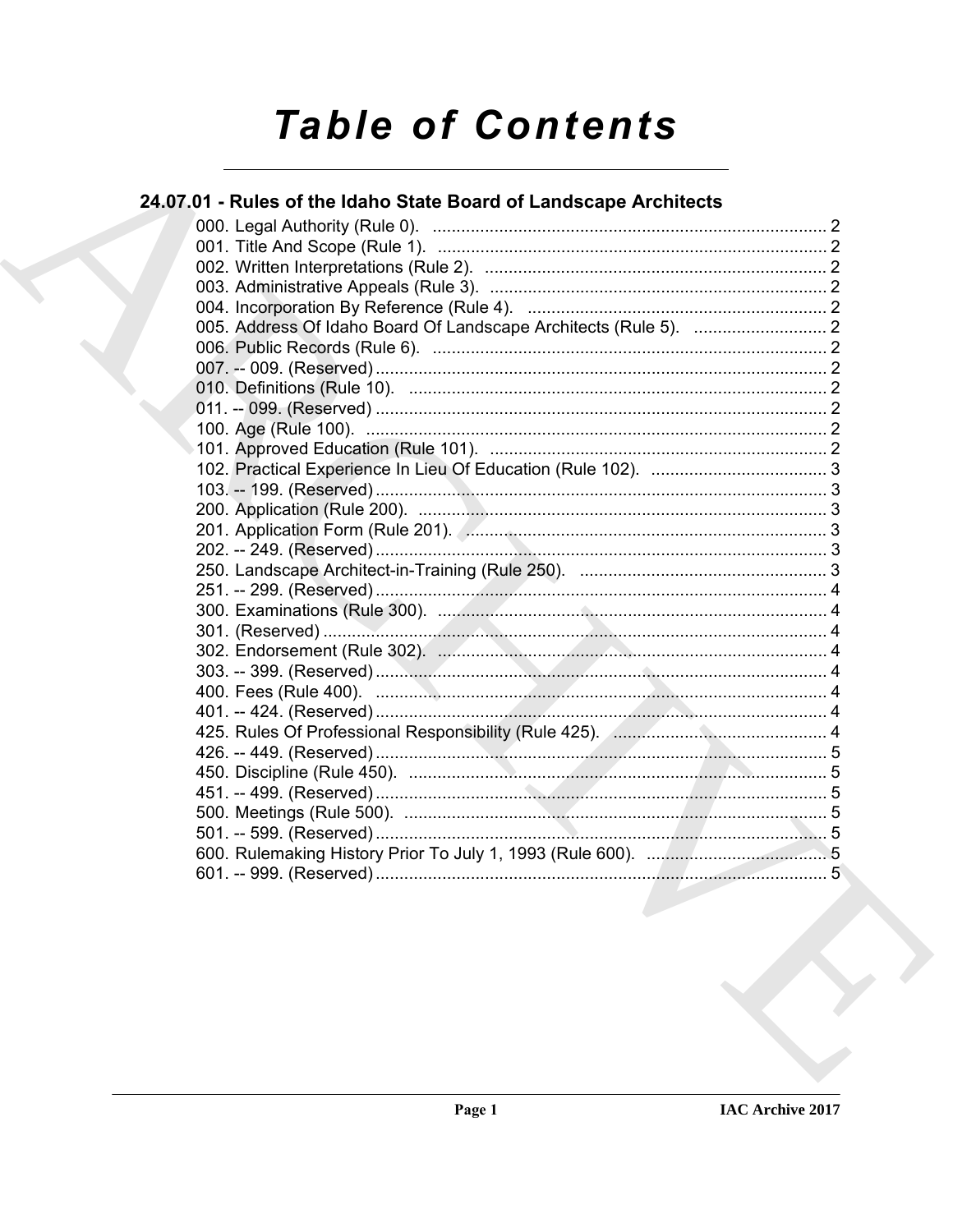# Table of Contents

## 24.07.01 - Rules of the Idaho State Board of Landscape Architects

000. Legal Authority (Rule 0). .................................................................................. 2
001. Title And Scope (Rule 1). .................................................................................. 2
002. Written Interpretations (Rule 2). ........................................................................ 2
003. Administrative Appeals (Rule 3). ....................................................................... 2
004. Incorporation By Reference (Rule 4). ............................................................... 2
005. Address Of Idaho Board Of Landscape Architects (Rule 5). ............................ 2
006. Public Records (Rule 6). ................................................................................... 2
007. -- 009. (Reserved) ............................................................................................... 2
010. Definitions (Rule 10). ........................................................................................ 2
011. -- 099. (Reserved) ............................................................................................... 2
100. Age (Rule 100). ................................................................................................. 2
101. Approved Education (Rule 101). ....................................................................... 2
102. Practical Experience In Lieu Of Education (Rule 102). ..................................... 3
103. -- 199. (Reserved) ............................................................................................... 3
200. Application (Rule 200). ...................................................................................... 3
201. Application Form (Rule 201). ............................................................................ 3
202. -- 249. (Reserved) ............................................................................................... 3
250. Landscape Architect-in-Training (Rule 250). .................................................... 3
251. -- 299. (Reserved) ............................................................................................... 4
300. Examinations (Rule 300). .................................................................................. 4
301. (Reserved) .......................................................................................................... 4
302. Endorsement (Rule 302). .................................................................................. 4
303. -- 399. (Reserved) ............................................................................................... 4
400. Fees (Rule 400). ............................................................................................... 4
401. -- 424. (Reserved) ............................................................................................... 4
425. Rules Of Professional Responsibility (Rule 425). ............................................. 4
426. -- 449. (Reserved) ............................................................................................... 5
450. Discipline (Rule 450). ........................................................................................ 5
451. -- 499. (Reserved) ............................................................................................... 5
500. Meetings (Rule 500). ......................................................................................... 5
501. -- 599. (Reserved) ............................................................................................... 5
600. Rulemaking History Prior To July 1, 1993 (Rule 600). ...................................... 5
601. -- 999. (Reserved) ............................................................................................... 5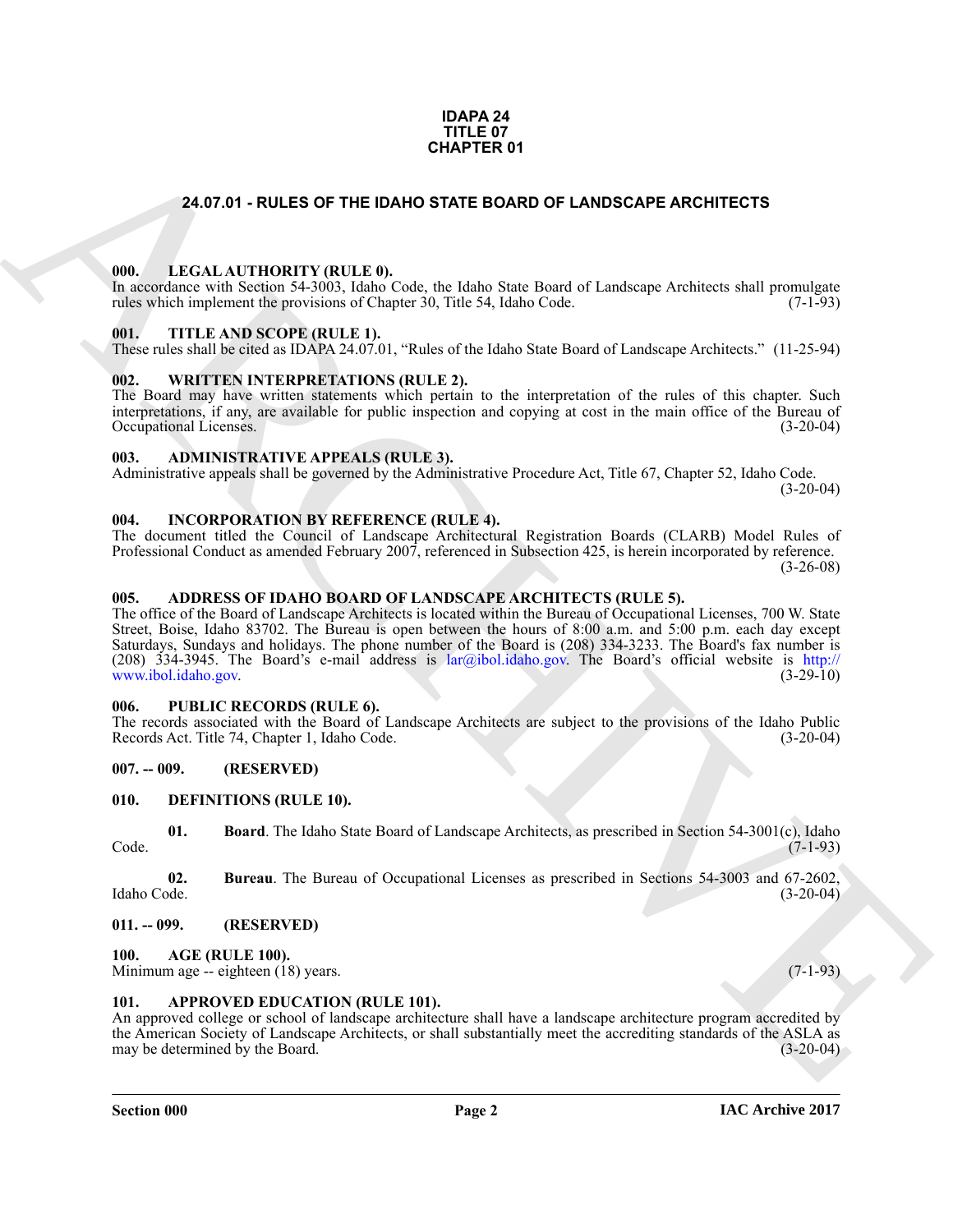**IDAPA 24**
**TITLE 07**
**CHAPTER 01**

# 24.07.01 - RULES OF THE IDAHO STATE BOARD OF LANDSCAPE ARCHITECTS

### 000. LEGAL AUTHORITY (RULE 0).

In accordance with Section 54-3003, Idaho Code, the Idaho State Board of Landscape Architects shall promulgate rules which implement the provisions of Chapter 30, Title 54, Idaho Code. (7-1-93)

### 001. TITLE AND SCOPE (RULE 1).

These rules shall be cited as IDAPA 24.07.01, "Rules of the Idaho State Board of Landscape Architects." (11-25-94)

### 002. WRITTEN INTERPRETATIONS (RULE 2).

The Board may have written statements which pertain to the interpretation of the rules of this chapter. Such interpretations, if any, are available for public inspection and copying at cost in the main office of the Bureau of Occupational Licenses. (3-20-04)

### 003. ADMINISTRATIVE APPEALS (RULE 3).

Administrative appeals shall be governed by the Administrative Procedure Act, Title 67, Chapter 52, Idaho Code. (3-20-04)

### 004. INCORPORATION BY REFERENCE (RULE 4).

The document titled the Council of Landscape Architectural Registration Boards (CLARB) Model Rules of Professional Conduct as amended February 2007, referenced in Subsection 425, is herein incorporated by reference. (3-26-08)

### 005. ADDRESS OF IDAHO BOARD OF LANDSCAPE ARCHITECTS (RULE 5).

The office of the Board of Landscape Architects is located within the Bureau of Occupational Licenses, 700 W. State Street, Boise, Idaho 83702. The Bureau is open between the hours of 8:00 a.m. and 5:00 p.m. each day except Saturdays, Sundays and holidays. The phone number of the Board is (208) 334-3233. The Board's fax number is (208) 334-3945. The Board's e-mail address is lar@ibol.idaho.gov. The Board's official website is http://www.ibol.idaho.gov. (3-29-10)

### 006. PUBLIC RECORDS (RULE 6).

The records associated with the Board of Landscape Architects are subject to the provisions of the Idaho Public Records Act. Title 74, Chapter 1, Idaho Code. (3-20-04)

### 007. -- 009. (RESERVED)

### 010. DEFINITIONS (RULE 10).

**01. Board**. The Idaho State Board of Landscape Architects, as prescribed in Section 54-3001(c), Idaho Code. (7-1-93)

**02. Bureau**. The Bureau of Occupational Licenses as prescribed in Sections 54-3003 and 67-2602, Idaho Code. (3-20-04)

### 011. -- 099. (RESERVED)

### 100. AGE (RULE 100).

Minimum age -- eighteen (18) years. (7-1-93)

### 101. APPROVED EDUCATION (RULE 101).

An approved college or school of landscape architecture shall have a landscape architecture program accredited by the American Society of Landscape Architects, or shall substantially meet the accrediting standards of the ASLA as may be determined by the Board. (3-20-04)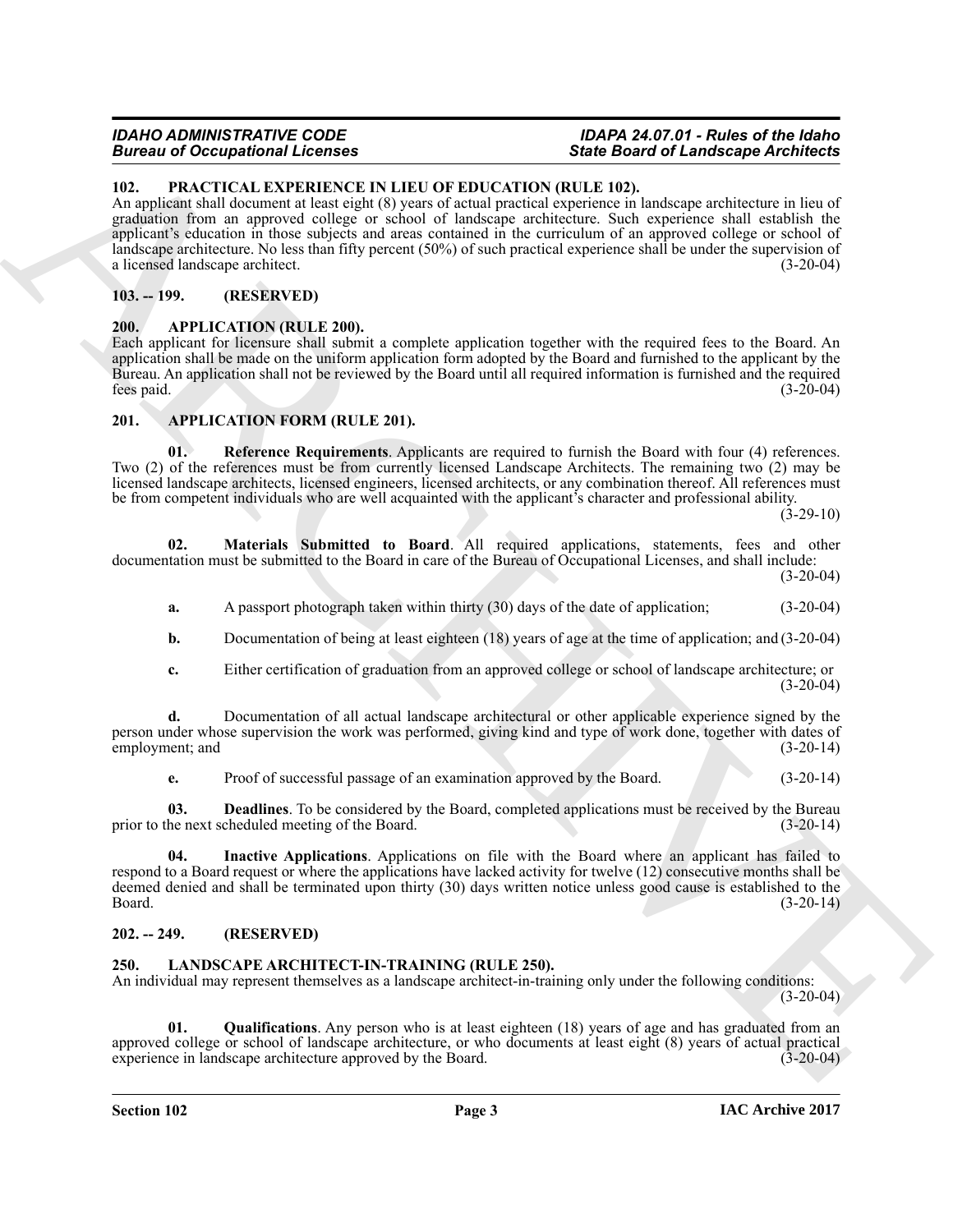## 102. PRACTICAL EXPERIENCE IN LIEU OF EDUCATION (RULE 102).

An applicant shall document at least eight (8) years of actual practical experience in landscape architecture in lieu of graduation from an approved college or school of landscape architecture. Such experience shall establish the applicant's education in those subjects and areas contained in the curriculum of an approved college or school of landscape architecture. No less than fifty percent (50%) of such practical experience shall be under the supervision of a licensed landscape architect. (3-20-04)

## 103. -- 199. (RESERVED)

## 200. APPLICATION (RULE 200).

Each applicant for licensure shall submit a complete application together with the required fees to the Board. An application shall be made on the uniform application form adopted by the Board and furnished to the applicant by the Bureau. An application shall not be reviewed by the Board until all required information is furnished and the required fees paid. (3-20-04)

## 201. APPLICATION FORM (RULE 201).

**01. Reference Requirements**. Applicants are required to furnish the Board with four (4) references. Two (2) of the references must be from currently licensed Landscape Architects. The remaining two (2) may be licensed landscape architects, licensed engineers, licensed architects, or any combination thereof. All references must be from competent individuals who are well acquainted with the applicant's character and professional ability. (3-29-10)

**02. Materials Submitted to Board**. All required applications, statements, fees and other documentation must be submitted to the Board in care of the Bureau of Occupational Licenses, and shall include: (3-20-04)

**a.** A passport photograph taken within thirty (30) days of the date of application; (3-20-04)

**b.** Documentation of being at least eighteen (18) years of age at the time of application; and (3-20-04)

**c.** Either certification of graduation from an approved college or school of landscape architecture; or (3-20-04)

**d.** Documentation of all actual landscape architectural or other applicable experience signed by the person under whose supervision the work was performed, giving kind and type of work done, together with dates of employment; and (3-20-14)

**e.** Proof of successful passage of an examination approved by the Board. (3-20-14)

**03. Deadlines**. To be considered by the Board, completed applications must be received by the Bureau prior to the next scheduled meeting of the Board. (3-20-14)

**04. Inactive Applications**. Applications on file with the Board where an applicant has failed to respond to a Board request or where the applications have lacked activity for twelve (12) consecutive months shall be deemed denied and shall be terminated upon thirty (30) days written notice unless good cause is established to the Board. (3-20-14)

## 202. -- 249. (RESERVED)

## 250. LANDSCAPE ARCHITECT-IN-TRAINING (RULE 250).

An individual may represent themselves as a landscape architect-in-training only under the following conditions: (3-20-04)

**01. Qualifications**. Any person who is at least eighteen (18) years of age and has graduated from an approved college or school of landscape architecture, or who documents at least eight (8) years of actual practical experience in landscape architecture approved by the Board. (3-20-04)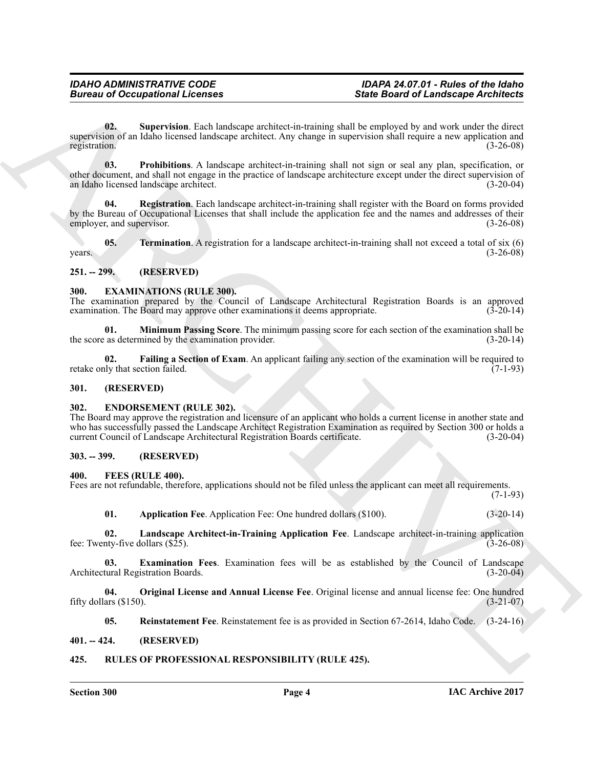**02. Supervision**. Each landscape architect-in-training shall be employed by and work under the direct supervision of an Idaho licensed landscape architect. Any change in supervision shall require a new application and registration. (3-26-08)

**03. Prohibitions**. A landscape architect-in-training shall not sign or seal any plan, specification, or other document, and shall not engage in the practice of landscape architecture except under the direct supervision of an Idaho licensed landscape architect. (3-20-04)

**04. Registration**. Each landscape architect-in-training shall register with the Board on forms provided by the Bureau of Occupational Licenses that shall include the application fee and the names and addresses of their employer, and supervisor. (3-26-08)

**05. Termination**. A registration for a landscape architect-in-training shall not exceed a total of six (6) years. (3-26-08)

## 251. -- 299. (RESERVED)

## 300. EXAMINATIONS (RULE 300).

The examination prepared by the Council of Landscape Architectural Registration Boards is an approved examination. The Board may approve other examinations it deems appropriate. (3-20-14)

**01. Minimum Passing Score**. The minimum passing score for each section of the examination shall be the score as determined by the examination provider. (3-20-14)

**02. Failing a Section of Exam**. An applicant failing any section of the examination will be required to retake only that section failed. (7-1-93)

## 301. (RESERVED)

## 302. ENDORSEMENT (RULE 302).

The Board may approve the registration and licensure of an applicant who holds a current license in another state and who has successfully passed the Landscape Architect Registration Examination as required by Section 300 or holds a current Council of Landscape Architectural Registration Boards certificate. (3-20-04)

## 303. -- 399. (RESERVED)

## 400. FEES (RULE 400).

Fees are not refundable, therefore, applications should not be filed unless the applicant can meet all requirements. (7-1-93)

**01. Application Fee**. Application Fee: One hundred dollars ($100). (3-20-14)

**02. Landscape Architect-in-Training Application Fee**. Landscape architect-in-training application fee: Twenty-five dollars ($25). (3-26-08)

**03. Examination Fees**. Examination fees will be as established by the Council of Landscape Architectural Registration Boards. (3-20-04)

**04. Original License and Annual License Fee**. Original license and annual license fee: One hundred fifty dollars ($150). (3-21-07)

**05. Reinstatement Fee**. Reinstatement fee is as provided in Section 67-2614, Idaho Code. (3-24-16)

## 401. -- 424. (RESERVED)

## 425. RULES OF PROFESSIONAL RESPONSIBILITY (RULE 425).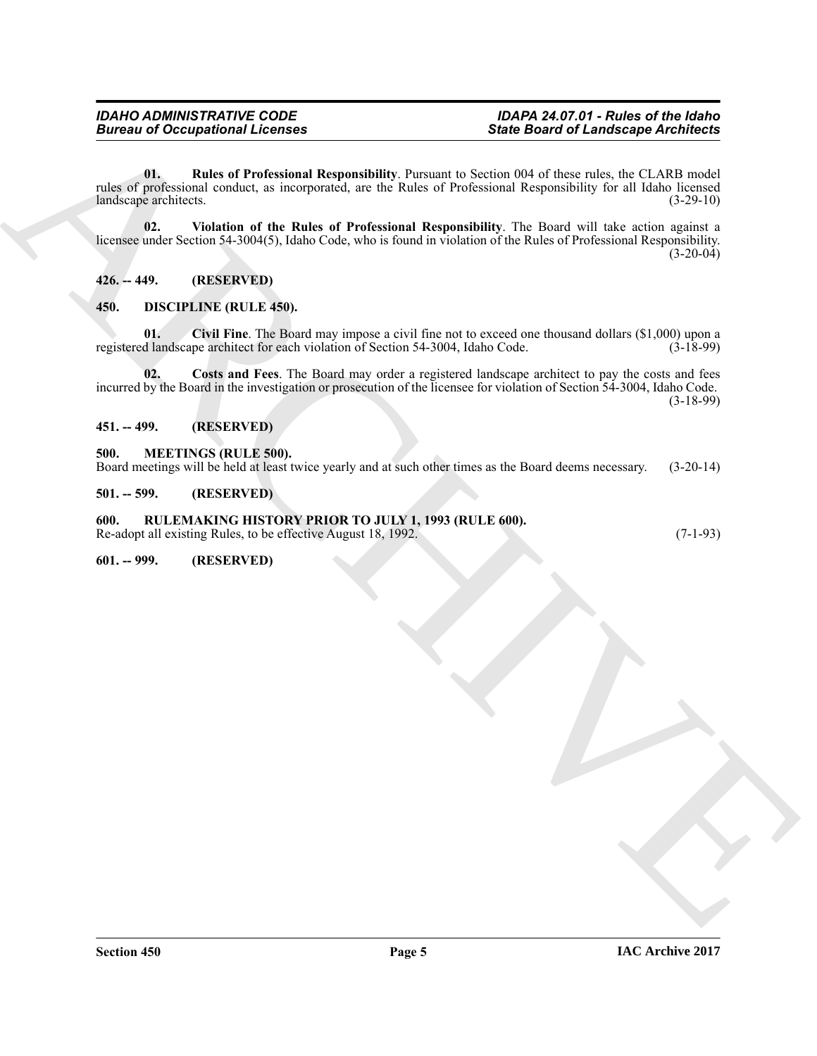**01. Rules of Professional Responsibility**. Pursuant to Section 004 of these rules, the CLARB model rules of professional conduct, as incorporated, are the Rules of Professional Responsibility for all Idaho licensed landscape architects. (3-29-10)

**02. Violation of the Rules of Professional Responsibility**. The Board will take action against a licensee under Section 54-3004(5), Idaho Code, who is found in violation of the Rules of Professional Responsibility. (3-20-04)

**426. -- 449. (RESERVED)**

**450. DISCIPLINE (RULE 450).**

**01. Civil Fine**. The Board may impose a civil fine not to exceed one thousand dollars ($1,000) upon a registered landscape architect for each violation of Section 54-3004, Idaho Code. (3-18-99)

**02. Costs and Fees**. The Board may order a registered landscape architect to pay the costs and fees incurred by the Board in the investigation or prosecution of the licensee for violation of Section 54-3004, Idaho Code. (3-18-99)

**451. -- 499. (RESERVED)**

**500. MEETINGS (RULE 500).**

Board meetings will be held at least twice yearly and at such other times as the Board deems necessary. (3-20-14)

**501. -- 599. (RESERVED)**

**600. RULEMAKING HISTORY PRIOR TO JULY 1, 1993 (RULE 600).**

Re-adopt all existing Rules, to be effective August 18, 1992. (7-1-93)

**601. -- 999. (RESERVED)**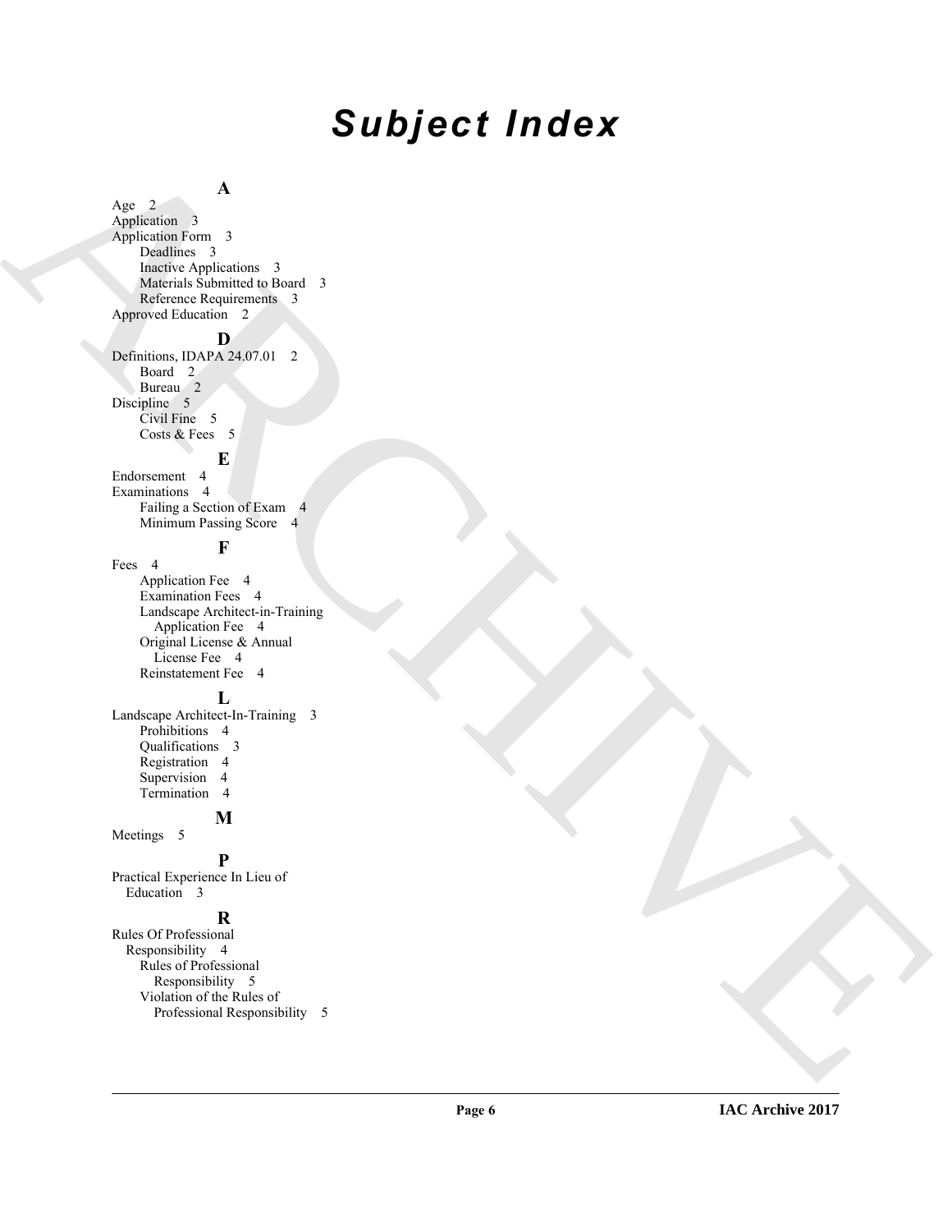# *Subject Index*

**A**

Age 2
Application 3
Application Form 3
- Deadlines 3
- Inactive Applications 3
- Materials Submitted to Board 3
- Reference Requirements 3

Approved Education 2

**D**

Definitions, IDAPA 24.07.01 2
- Board 2
- Bureau 2

Discipline 5
- Civil Fine 5
- Costs & Fees 5

**E**

Endorsement 4
Examinations 4
- Failing a Section of Exam 4
- Minimum Passing Score 4

**F**

Fees 4
- Application Fee 4
- Examination Fees 4
- Landscape Architect-in-Training Application Fee 4
- Original License & Annual License Fee 4
- Reinstatement Fee 4

**L**

Landscape Architect-In-Training 3
- Prohibitions 4
- Qualifications 3
- Registration 4
- Supervision 4
- Termination 4

**M**

Meetings 5

**P**

Practical Experience In Lieu of Education 3

**R**

Rules Of Professional Responsibility 4
- Rules of Professional Responsibility 5
- Violation of the Rules of Professional Responsibility 5